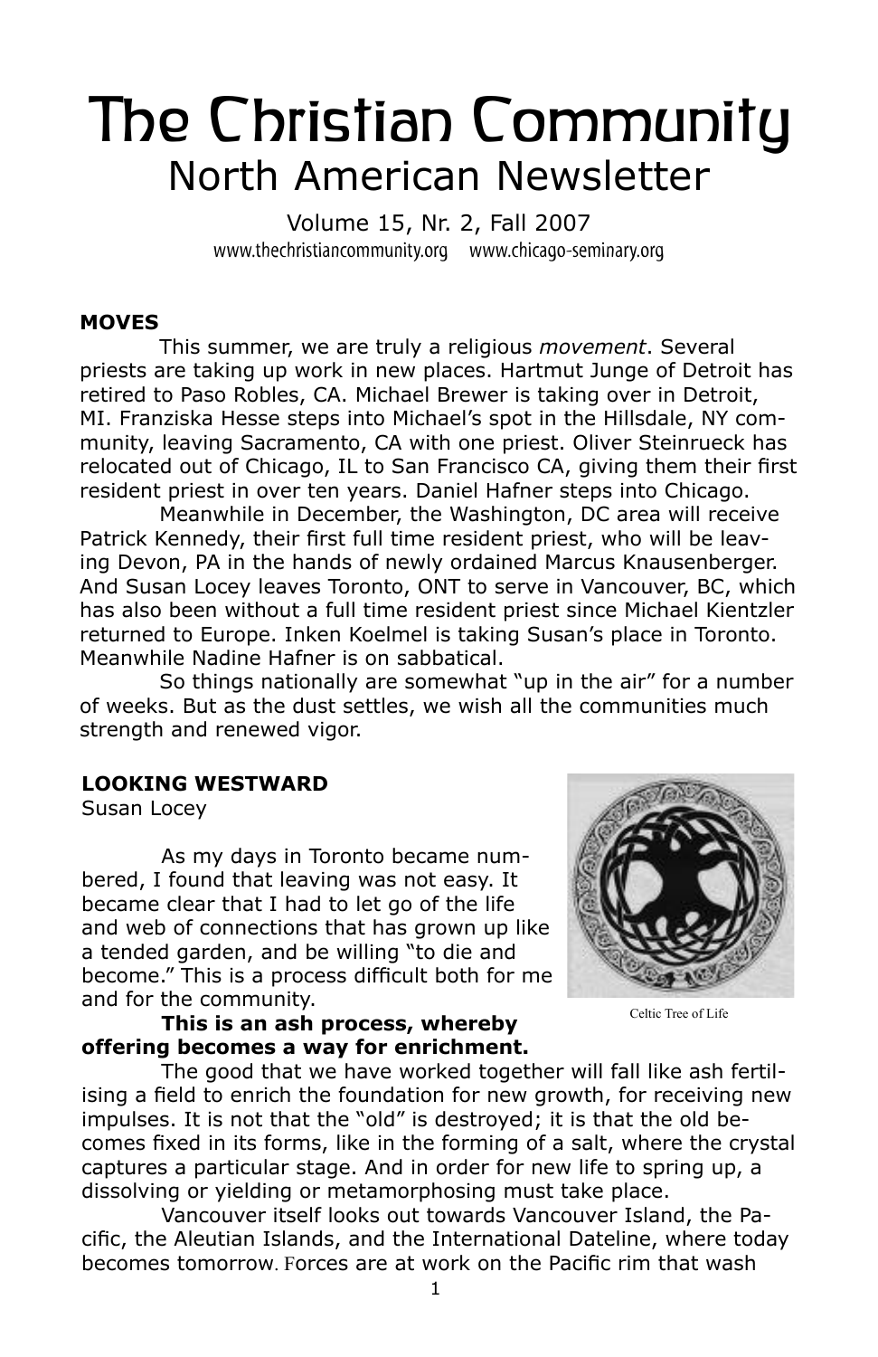# The Christian Community

## North American Newsletter

Volume 15, Nr. 2, Fall 2007

www.thechristiancommunity.org www.chicago-seminary.org

### MOVES

This summer, we are truly a religious *movement*. Several priests are taking up work in new places. Hartmut Junge of Detroit has retired to Paso Robles, CA. Michael Brewer is taking over in Detroit, MI. Franziska Hesse steps into Michael's spot in the Hillsdale, NY community, leaving Sacramento, CA with one priest. Oliver Steinrueck has relocated out of Chicago, IL to San Francisco CA, giving them their first resident priest in over ten years. Daniel Hafner steps into Chicago.

Meanwhile in December, the Washington, DC area will receive Patrick Kennedy, their first full time resident priest, who will be leaving Devon, PA in the hands of newly ordained Marcus Knausenberger. And Susan Locey leaves Toronto, ONT to serve in Vancouver, BC, which has also been without a full time resident priest since Michael Kientzler returned to Europe. Inken Koelmel is taking Susan's place in Toronto. Meanwhile Nadine Hafner is on sabbatical.

So things nationally are somewhat "up in the air" for a number of weeks. But as the dust settles, we wish all the communities much strength and renewed vigor.

### LOOKING WESTWARD

Susan Locey

Celtic Tree of Life

As my days in Toronto became numbered, I found that leaving was not easy. It became clear that I had to let go of the life and web of connections that has grown up like a tended garden, and be willing "to die and become." This is a process difficult both for me and for the community.

**This is an ash process, whereby offering becomes a way for enrichment.**

The good that we have worked together will fall like ash fertilising a field to enrich the foundation for new growth, for receiving new impulses. It is not that the "old" is destroyed; it is that the old becomes fixed in its forms, like in the forming of a salt, where the crystal captures a particular stage. And in order for new life to spring up, a dissolving or yielding or metamorphosing must take place.

Vancouver itself looks out towards Vancouver Island, the Pacific, the Aleutian Islands, and the International Dateline, where today becomes tomorrow. Forces are at work on the Pacific rim that wash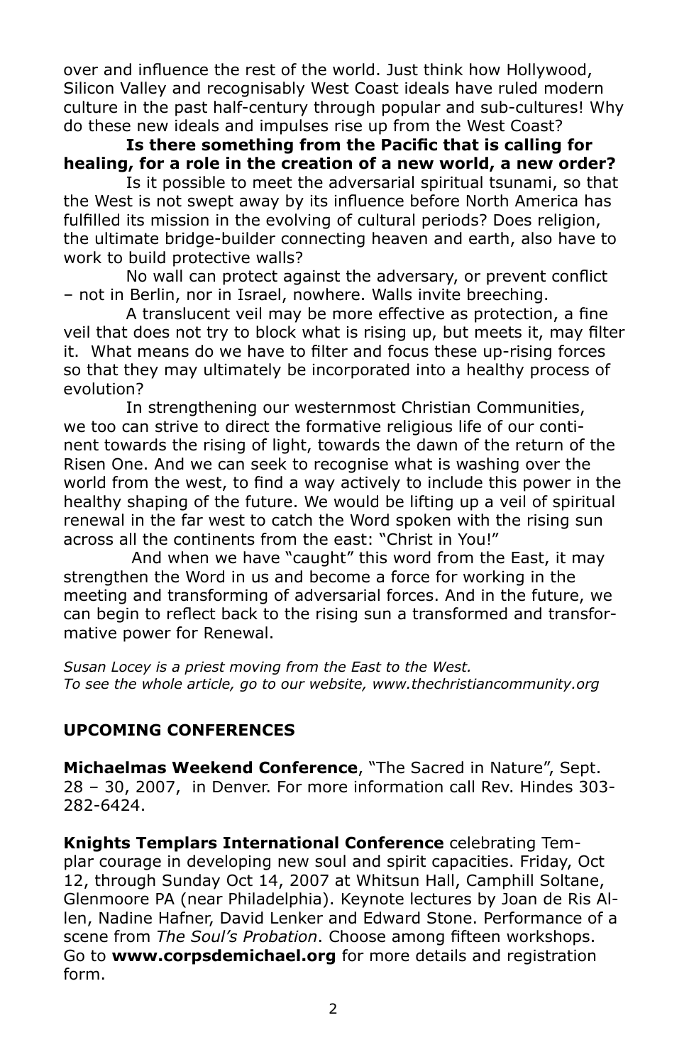over and influence the rest of the world. Just think how Hollywood, Silicon Valley and recognisably West Coast ideals have ruled modern culture in the past half-century through popular and sub-cultures! Why do these new ideals and impulses rise up from the West Coast?

**Is there something from the Pacific that is calling for healing, for a role in the creation of a new world, a new order?**

Is it possible to meet the adversarial spiritual tsunami, so that the West is not swept away by its influence before North America has fulfilled its mission in the evolving of cultural periods? Does religion, the ultimate bridge-builder connecting heaven and earth, also have to work to build protective walls?

No wall can protect against the adversary, or prevent conflict – not in Berlin, nor in Israel, nowhere. Walls invite breeching.

A translucent veil may be more effective as protection, a fine veil that does not try to block what is rising up, but meets it, may filter it. What means do we have to filter and focus these up-rising forces so that they may ultimately be incorporated into a healthy process of evolution?

In strengthening our westernmost Christian Communities, we too can strive to direct the formative religious life of our continent towards the rising of light, towards the dawn of the return of the Risen One. And we can seek to recognise what is washing over the world from the west, to find a way actively to include this power in the healthy shaping of the future. We would be lifting up a veil of spiritual renewal in the far west to catch the Word spoken with the rising sun across all the continents from the east: "Christ in You!"

And when we have "caught" this word from the East, it may strengthen the Word in us and become a force for working in the meeting and transforming of adversarial forces. And in the future, we can begin to reflect back to the rising sun a transformed and transformative power for Renewal.

*Susan Locey is a priest moving from the East to the West.*
*To see the whole article, go to our website, www.thechristiancommunity.org*

## UPCOMING CONFERENCES

**Michaelmas Weekend Conference**, "The Sacred in Nature", Sept. 28 – 30, 2007, in Denver. For more information call Rev. Hindes 303-282-6424.

**Knights Templars International Conference** celebrating Templar courage in developing new soul and spirit capacities. Friday, Oct 12, through Sunday Oct 14, 2007 at Whitsun Hall, Camphill Soltane, Glenmoore PA (near Philadelphia). Keynote lectures by Joan de Ris Allen, Nadine Hafner, David Lenker and Edward Stone. Performance of a scene from *The Soul's Probation*. Choose among fifteen workshops. Go to **www.corpsdemichael.org** for more details and registration form.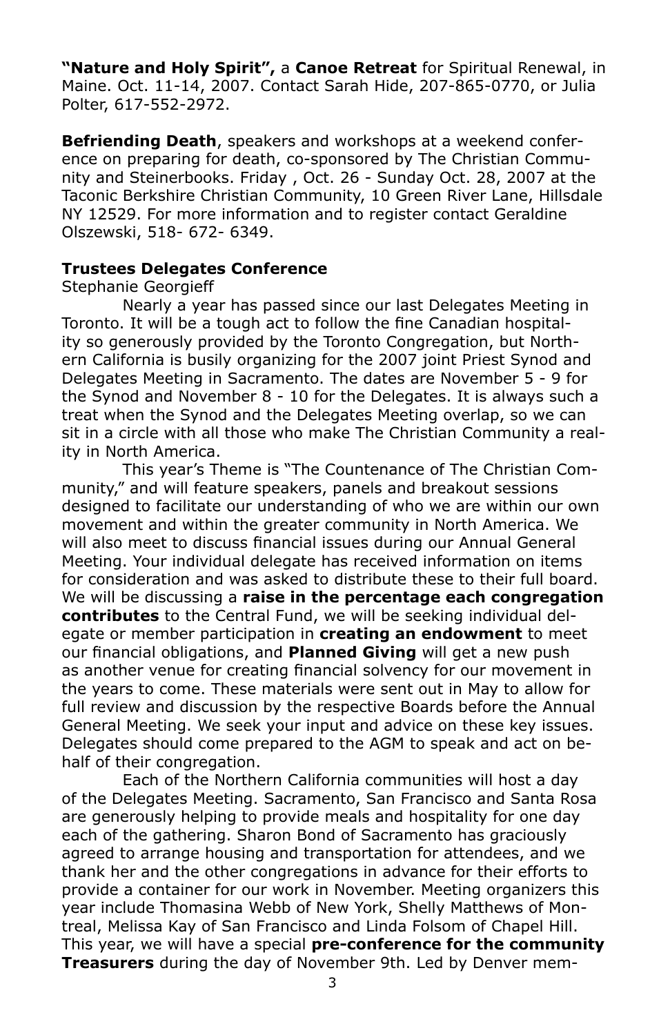**"Nature and Holy Spirit",** a **Canoe Retreat** for Spiritual Renewal, in Maine. Oct. 11-14, 2007. Contact Sarah Hide, 207-865-0770, or Julia Polter, 617-552-2972.

**Befriending Death**, speakers and workshops at a weekend conference on preparing for death, co-sponsored by The Christian Community and Steinerbooks. Friday , Oct. 26 - Sunday Oct. 28, 2007 at the Taconic Berkshire Christian Community, 10 Green River Lane, Hillsdale NY 12529. For more information and to register contact Geraldine Olszewski, 518- 672- 6349.

**Trustees Delegates Conference**

Stephanie Georgieff

Nearly a year has passed since our last Delegates Meeting in Toronto. It will be a tough act to follow the fine Canadian hospitality so generously provided by the Toronto Congregation, but Northern California is busily organizing for the 2007 joint Priest Synod and Delegates Meeting in Sacramento. The dates are November 5 - 9 for the Synod and November 8 - 10 for the Delegates. It is always such a treat when the Synod and the Delegates Meeting overlap, so we can sit in a circle with all those who make The Christian Community a reality in North America.

This year's Theme is "The Countenance of The Christian Community," and will feature speakers, panels and breakout sessions designed to facilitate our understanding of who we are within our own movement and within the greater community in North America. We will also meet to discuss financial issues during our Annual General Meeting. Your individual delegate has received information on items for consideration and was asked to distribute these to their full board. We will be discussing a **raise in the percentage each congregation contributes** to the Central Fund, we will be seeking individual delegate or member participation in **creating an endowment** to meet our financial obligations, and **Planned Giving** will get a new push as another venue for creating financial solvency for our movement in the years to come. These materials were sent out in May to allow for full review and discussion by the respective Boards before the Annual General Meeting. We seek your input and advice on these key issues. Delegates should come prepared to the AGM to speak and act on behalf of their congregation.

Each of the Northern California communities will host a day of the Delegates Meeting. Sacramento, San Francisco and Santa Rosa are generously helping to provide meals and hospitality for one day each of the gathering. Sharon Bond of Sacramento has graciously agreed to arrange housing and transportation for attendees, and we thank her and the other congregations in advance for their efforts to provide a container for our work in November. Meeting organizers this year include Thomasina Webb of New York, Shelly Matthews of Montreal, Melissa Kay of San Francisco and Linda Folsom of Chapel Hill. This year, we will have a special **pre-conference for the community Treasurers** during the day of November 9th. Led by Denver mem-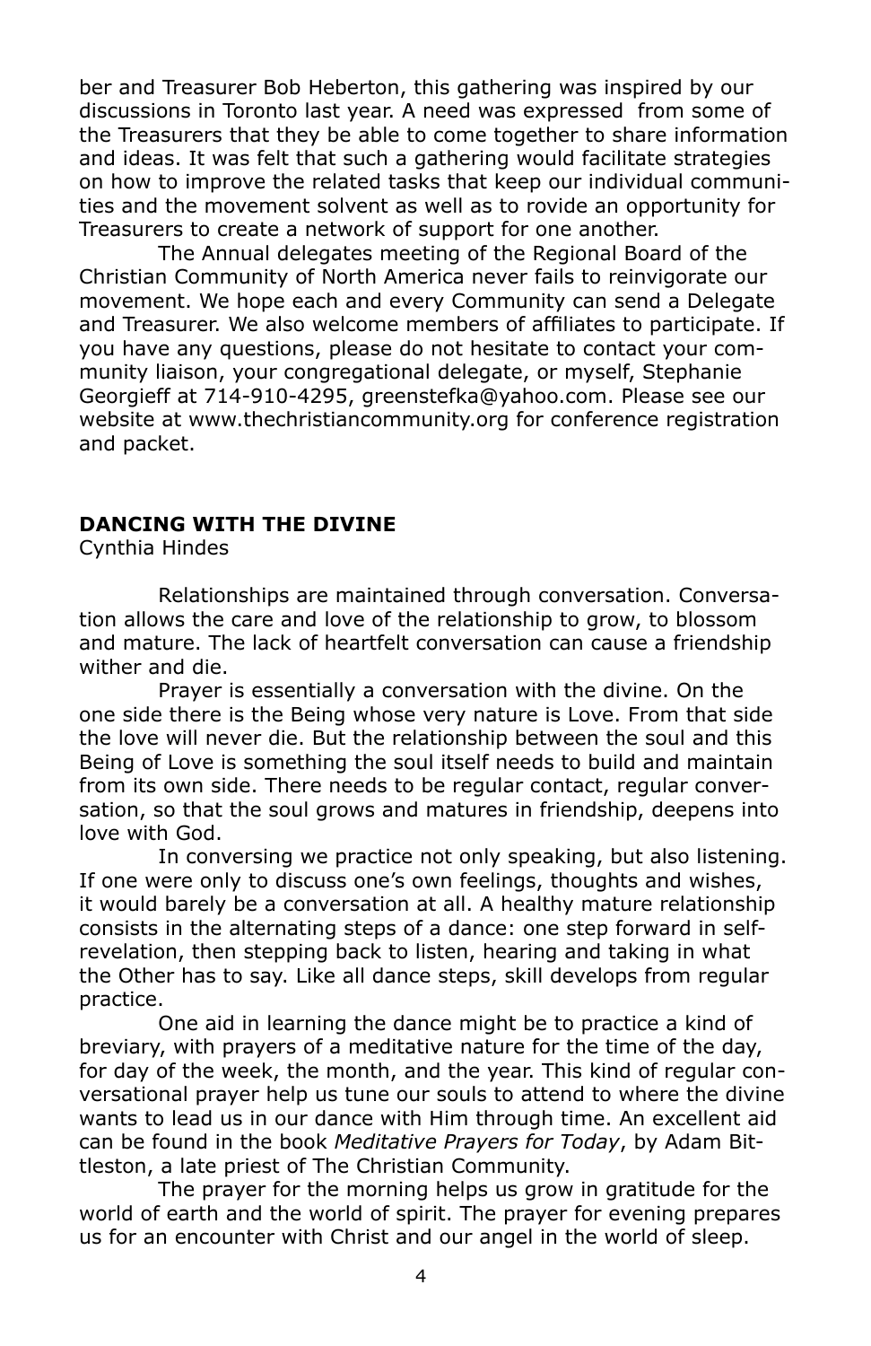ber and Treasurer Bob Heberton, this gathering was inspired by our discussions in Toronto last year. A need was expressed from some of the Treasurers that they be able to come together to share information and ideas. It was felt that such a gathering would facilitate strategies on how to improve the related tasks that keep our individual communities and the movement solvent as well as to rovide an opportunity for Treasurers to create a network of support for one another.

The Annual delegates meeting of the Regional Board of the Christian Community of North America never fails to reinvigorate our movement. We hope each and every Community can send a Delegate and Treasurer. We also welcome members of affiliates to participate. If you have any questions, please do not hesitate to contact your community liaison, your congregational delegate, or myself, Stephanie Georgieff at 714-910-4295, greenstefka@yahoo.com. Please see our website at www.thechristiancommunity.org for conference registration and packet.

## DANCING WITH THE DIVINE

Cynthia Hindes

Relationships are maintained through conversation. Conversation allows the care and love of the relationship to grow, to blossom and mature. The lack of heartfelt conversation can cause a friendship wither and die.

Prayer is essentially a conversation with the divine. On the one side there is the Being whose very nature is Love. From that side the love will never die. But the relationship between the soul and this Being of Love is something the soul itself needs to build and maintain from its own side. There needs to be regular contact, regular conversation, so that the soul grows and matures in friendship, deepens into love with God.

In conversing we practice not only speaking, but also listening. If one were only to discuss one's own feelings, thoughts and wishes, it would barely be a conversation at all. A healthy mature relationship consists in the alternating steps of a dance: one step forward in self-revelation, then stepping back to listen, hearing and taking in what the Other has to say. Like all dance steps, skill develops from regular practice.

One aid in learning the dance might be to practice a kind of breviary, with prayers of a meditative nature for the time of the day, for day of the week, the month, and the year. This kind of regular conversational prayer help us tune our souls to attend to where the divine wants to lead us in our dance with Him through time. An excellent aid can be found in the book *Meditative Prayers for Today*, by Adam Bittleston, a late priest of The Christian Community.

The prayer for the morning helps us grow in gratitude for the world of earth and the world of spirit. The prayer for evening prepares us for an encounter with Christ and our angel in the world of sleep.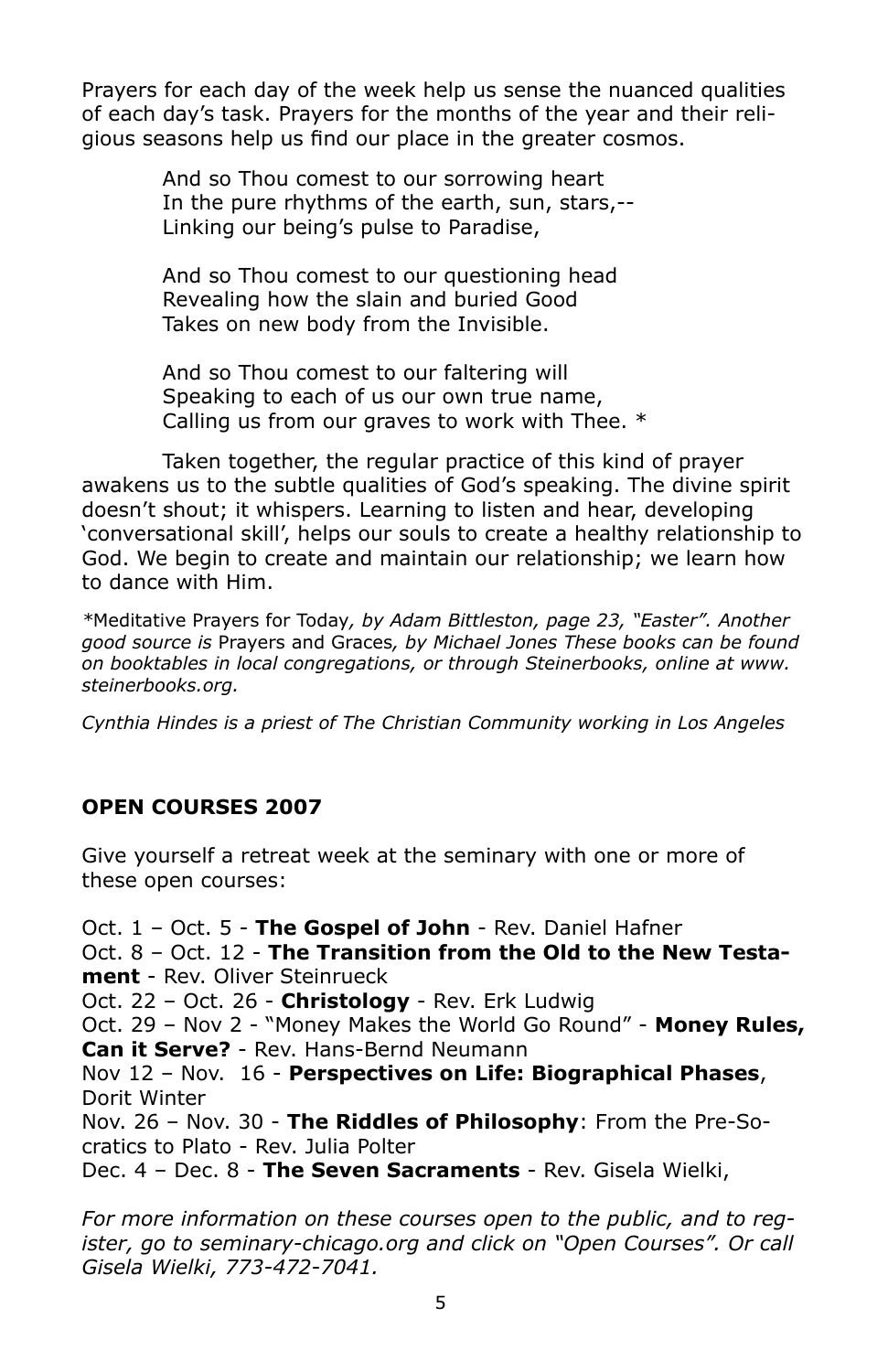Prayers for each day of the week help us sense the nuanced qualities of each day's task. Prayers for the months of the year and their religious seasons help us find our place in the greater cosmos.

> And so Thou comest to our sorrowing heart
> In the pure rhythms of the earth, sun, stars,--
> Linking our being's pulse to Paradise,
>
> And so Thou comest to our questioning head
> Revealing how the slain and buried Good
> Takes on new body from the Invisible.
>
> And so Thou comest to our faltering will
> Speaking to each of us our own true name,
> Calling us from our graves to work with Thee. *

Taken together, the regular practice of this kind of prayer awakens us to the subtle qualities of God's speaking. The divine spirit doesn't shout; it whispers. Learning to listen and hear, developing 'conversational skill', helps our souls to create a healthy relationship to God. We begin to create and maintain our relationship; we learn how to dance with Him.

*Meditative Prayers for Today*, by Adam Bittleston, page 23, "Easter". Another good source is* Prayers and Graces*, by Michael Jones These books can be found on booktables in local congregations, or through Steinerbooks, online at www.steinerbooks.org.*

*Cynthia Hindes is a priest of The Christian Community working in Los Angeles*

## OPEN COURSES 2007

Give yourself a retreat week at the seminary with one or more of these open courses:

Oct. 1 – Oct. 5 - **The Gospel of John** - Rev. Daniel Hafner
Oct. 8 – Oct. 12 - **The Transition from the Old to the New Testament** - Rev. Oliver Steinrueck
Oct. 22 – Oct. 26 - **Christology** - Rev. Erk Ludwig
Oct. 29 – Nov 2 - "Money Makes the World Go Round" - **Money Rules, Can it Serve?** - Rev. Hans-Bernd Neumann
Nov 12 – Nov. 16 - **Perspectives on Life: Biographical Phases**, Dorit Winter
Nov. 26 – Nov. 30 - **The Riddles of Philosophy**: From the Pre-Socratics to Plato - Rev. Julia Polter
Dec. 4 – Dec. 8 - **The Seven Sacraments** - Rev. Gisela Wielki,

*For more information on these courses open to the public, and to register, go to seminary-chicago.org and click on "Open Courses". Or call Gisela Wielki, 773-472-7041.*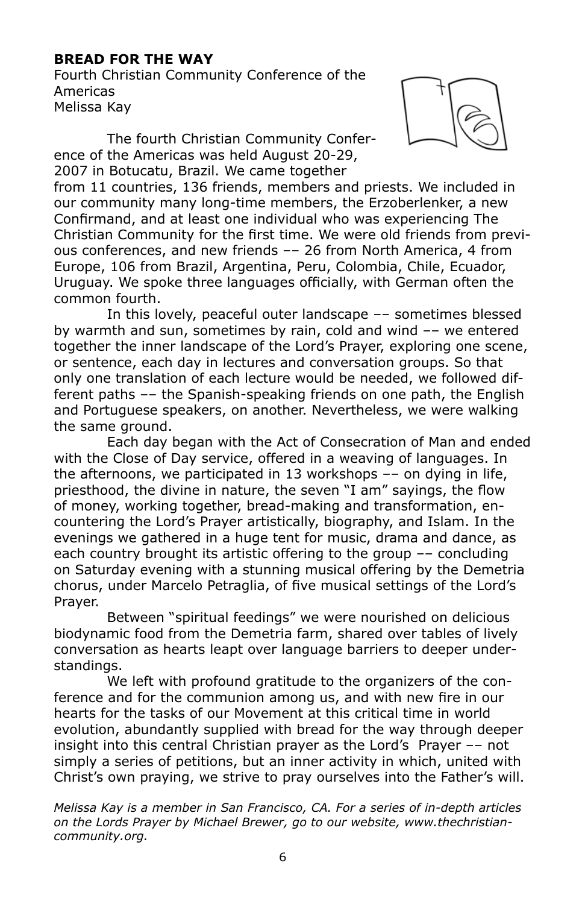**BREAD FOR THE WAY**

Fourth Christian Community Conference of the Americas
Melissa Kay

The fourth Christian Community Conference of the Americas was held August 20-29, 2007 in Botucatu, Brazil. We came together from 11 countries, 136 friends, members and priests. We included in our community many long-time members, the Erzoberlenker, a new Confirmand, and at least one individual who was experiencing The Christian Community for the first time. We were old friends from previous conferences, and new friends –– 26 from North America, 4 from Europe, 106 from Brazil, Argentina, Peru, Colombia, Chile, Ecuador, Uruguay. We spoke three languages officially, with German often the common fourth.

In this lovely, peaceful outer landscape –– sometimes blessed by warmth and sun, sometimes by rain, cold and wind –– we entered together the inner landscape of the Lord's Prayer, exploring one scene, or sentence, each day in lectures and conversation groups. So that only one translation of each lecture would be needed, we followed different paths –– the Spanish-speaking friends on one path, the English and Portuguese speakers, on another. Nevertheless, we were walking the same ground.

Each day began with the Act of Consecration of Man and ended with the Close of Day service, offered in a weaving of languages. In the afternoons, we participated in 13 workshops –– on dying in life, priesthood, the divine in nature, the seven "I am" sayings, the flow of money, working together, bread-making and transformation, encountering the Lord's Prayer artistically, biography, and Islam. In the evenings we gathered in a huge tent for music, drama and dance, as each country brought its artistic offering to the group –– concluding on Saturday evening with a stunning musical offering by the Demetria chorus, under Marcelo Petraglia, of five musical settings of the Lord's Prayer.

Between "spiritual feedings" we were nourished on delicious biodynamic food from the Demetria farm, shared over tables of lively conversation as hearts leapt over language barriers to deeper understandings.

We left with profound gratitude to the organizers of the conference and for the communion among us, and with new fire in our hearts for the tasks of our Movement at this critical time in world evolution, abundantly supplied with bread for the way through deeper insight into this central Christian prayer as the Lord's Prayer –– not simply a series of petitions, but an inner activity in which, united with Christ's own praying, we strive to pray ourselves into the Father's will.

*Melissa Kay is a member in San Francisco, CA. For a series of in-depth articles on the Lords Prayer by Michael Brewer, go to our website, www.thechristiancommunity.org.*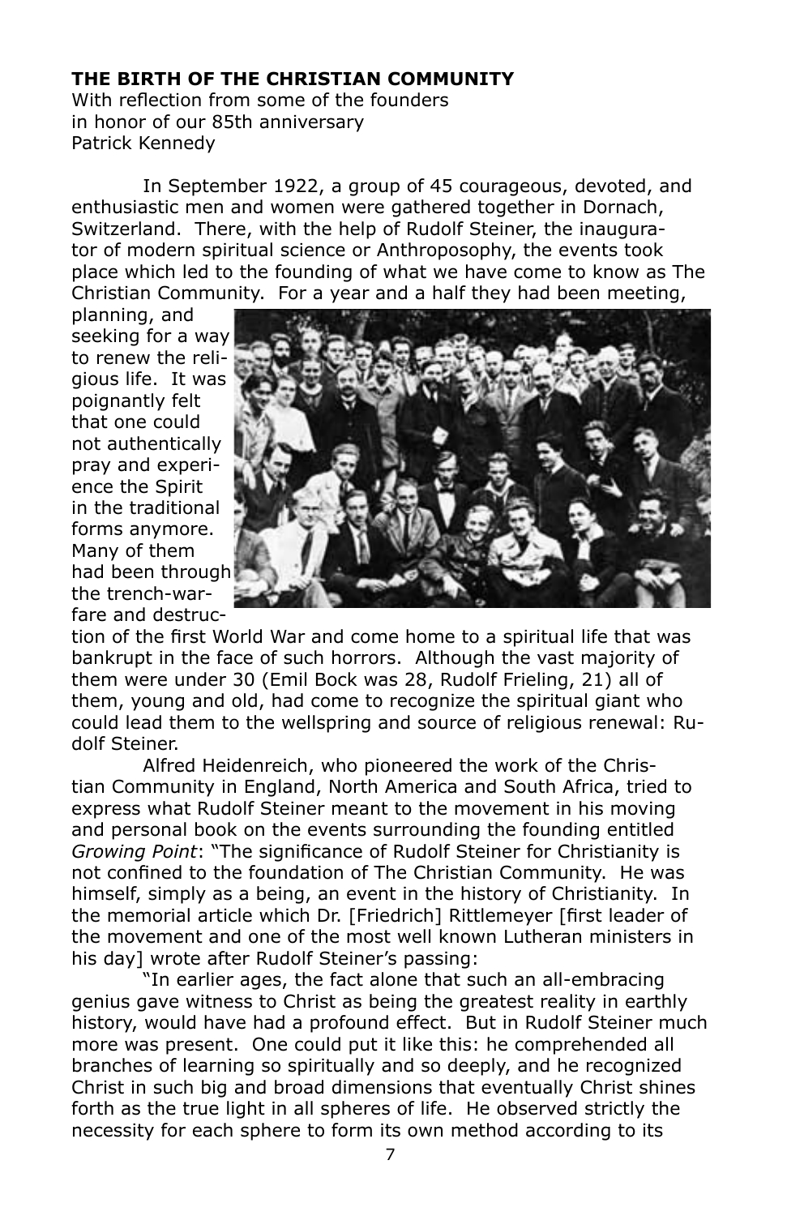**THE BIRTH OF THE CHRISTIAN COMMUNITY**

With reflection from some of the founders
in honor of our 85th anniversary
Patrick Kennedy

In September 1922, a group of 45 courageous, devoted, and enthusiastic men and women were gathered together in Dornach, Switzerland. There, with the help of Rudolf Steiner, the inaugurator of modern spiritual science or Anthroposophy, the events took place which led to the founding of what we have come to know as The Christian Community. For a year and a half they had been meeting, planning, and seeking for a way to renew the religious life. It was poignantly felt that one could not authentically pray and experience the Spirit in the traditional forms anymore. Many of them had been through the trench-warfare and destruction of the first World War and come home to a spiritual life that was bankrupt in the face of such horrors. Although the vast majority of them were under 30 (Emil Bock was 28, Rudolf Frieling, 21) all of them, young and old, had come to recognize the spiritual giant who could lead them to the wellspring and source of religious renewal: Rudolf Steiner.

Alfred Heidenreich, who pioneered the work of the Christian Community in England, North America and South Africa, tried to express what Rudolf Steiner meant to the movement in his moving and personal book on the events surrounding the founding entitled *Growing Point*: "The significance of Rudolf Steiner for Christianity is not confined to the foundation of The Christian Community. He was himself, simply as a being, an event in the history of Christianity. In the memorial article which Dr. [Friedrich] Rittlemeyer [first leader of the movement and one of the most well known Lutheran ministers in his day] wrote after Rudolf Steiner's passing:

"In earlier ages, the fact alone that such an all-embracing genius gave witness to Christ as being the greatest reality in earthly history, would have had a profound effect. But in Rudolf Steiner much more was present. One could put it like this: he comprehended all branches of learning so spiritually and so deeply, and he recognized Christ in such big and broad dimensions that eventually Christ shines forth as the true light in all spheres of life. He observed strictly the necessity for each sphere to form its own method according to its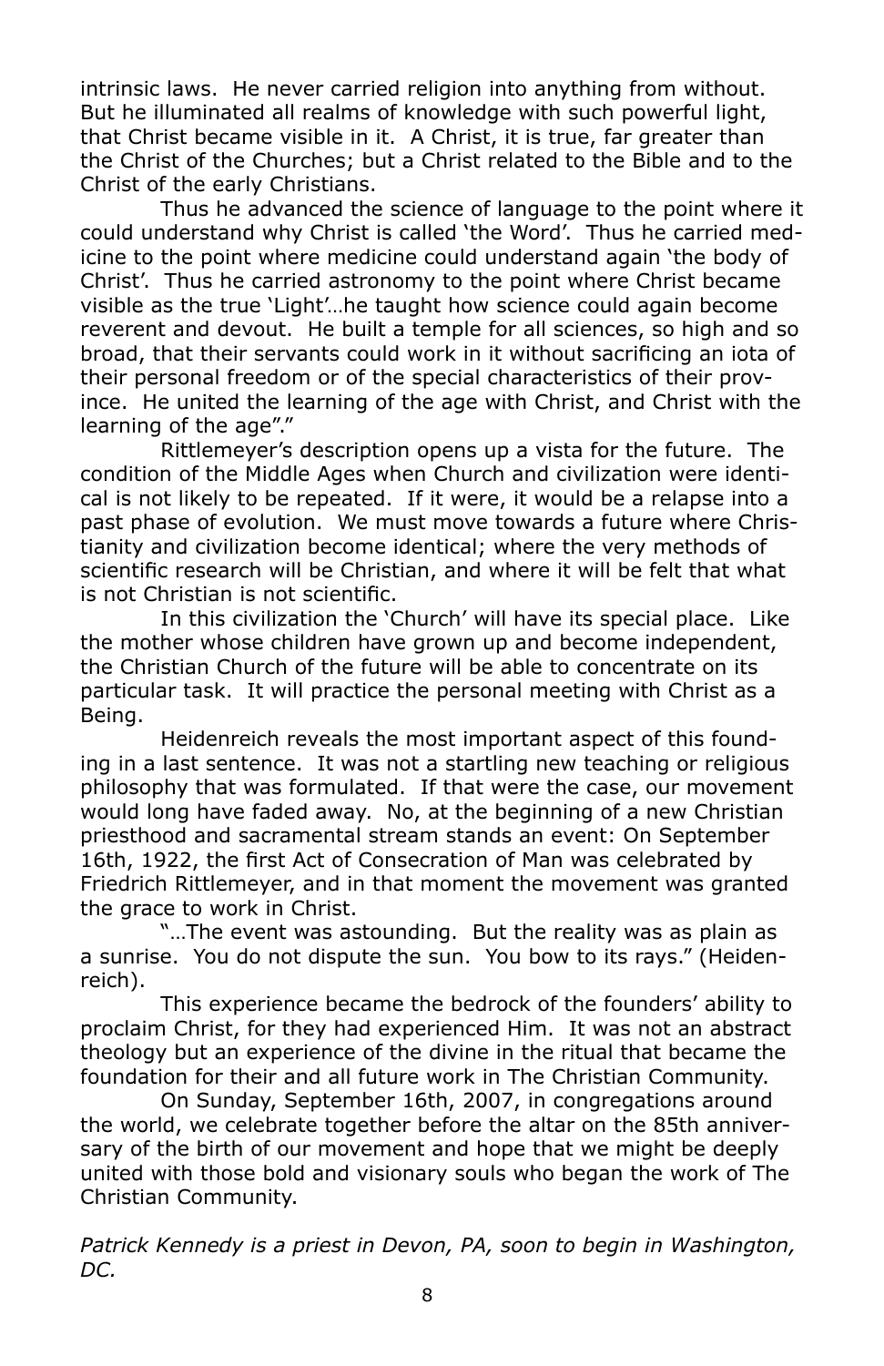intrinsic laws. He never carried religion into anything from without. But he illuminated all realms of knowledge with such powerful light, that Christ became visible in it. A Christ, it is true, far greater than the Christ of the Churches; but a Christ related to the Bible and to the Christ of the early Christians.

Thus he advanced the science of language to the point where it could understand why Christ is called 'the Word'. Thus he carried medicine to the point where medicine could understand again 'the body of Christ'. Thus he carried astronomy to the point where Christ became visible as the true 'Light'…he taught how science could again become reverent and devout. He built a temple for all sciences, so high and so broad, that their servants could work in it without sacrificing an iota of their personal freedom or of the special characteristics of their province. He united the learning of the age with Christ, and Christ with the learning of the age"."

Rittlemeyer's description opens up a vista for the future. The condition of the Middle Ages when Church and civilization were identical is not likely to be repeated. If it were, it would be a relapse into a past phase of evolution. We must move towards a future where Christianity and civilization become identical; where the very methods of scientific research will be Christian, and where it will be felt that what is not Christian is not scientific.

In this civilization the 'Church' will have its special place. Like the mother whose children have grown up and become independent, the Christian Church of the future will be able to concentrate on its particular task. It will practice the personal meeting with Christ as a Being.

Heidenreich reveals the most important aspect of this founding in a last sentence. It was not a startling new teaching or religious philosophy that was formulated. If that were the case, our movement would long have faded away. No, at the beginning of a new Christian priesthood and sacramental stream stands an event: On September 16th, 1922, the first Act of Consecration of Man was celebrated by Friedrich Rittlemeyer, and in that moment the movement was granted the grace to work in Christ.

"…The event was astounding. But the reality was as plain as a sunrise. You do not dispute the sun. You bow to its rays." (Heidenreich).

This experience became the bedrock of the founders' ability to proclaim Christ, for they had experienced Him. It was not an abstract theology but an experience of the divine in the ritual that became the foundation for their and all future work in The Christian Community.

On Sunday, September 16th, 2007, in congregations around the world, we celebrate together before the altar on the 85th anniversary of the birth of our movement and hope that we might be deeply united with those bold and visionary souls who began the work of The Christian Community.

*Patrick Kennedy is a priest in Devon, PA, soon to begin in Washington, DC.*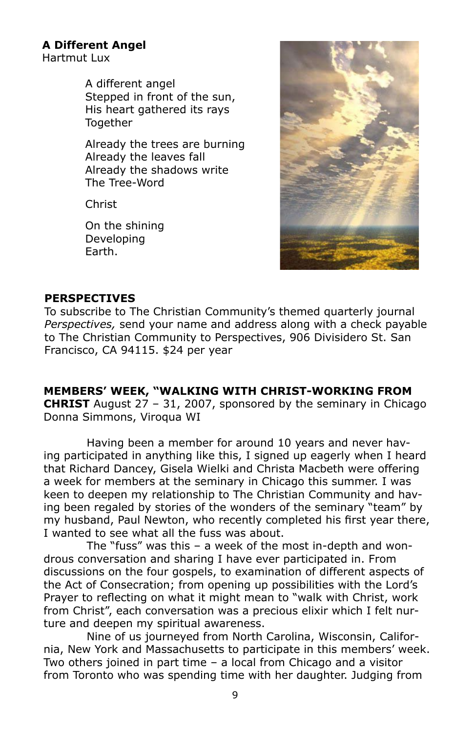**A Different Angel**
Hartmut Lux

A different angel
Stepped in front of the sun,
His heart gathered its rays
Together

Already the trees are burning
Already the leaves fall
Already the shadows write
The Tree-Word

Christ

On the shining
Developing
Earth.

**PERSPECTIVES**

To subscribe to The Christian Community's themed quarterly journal *Perspectives,* send your name and address along with a check payable to The Christian Community to Perspectives, 906 Divisidero St. San Francisco, CA 94115. $24 per year

**MEMBERS' WEEK, "WALKING WITH CHRIST-WORKING FROM CHRIST** August 27 – 31, 2007, sponsored by the seminary in Chicago
Donna Simmons, Viroqua WI

Having been a member for around 10 years and never having participated in anything like this, I signed up eagerly when I heard that Richard Dancey, Gisela Wielki and Christa Macbeth were offering a week for members at the seminary in Chicago this summer. I was keen to deepen my relationship to The Christian Community and having been regaled by stories of the wonders of the seminary "team" by my husband, Paul Newton, who recently completed his first year there, I wanted to see what all the fuss was about.

The "fuss" was this – a week of the most in-depth and wondrous conversation and sharing I have ever participated in. From discussions on the four gospels, to examination of different aspects of the Act of Consecration; from opening up possibilities with the Lord's Prayer to reflecting on what it might mean to "walk with Christ, work from Christ", each conversation was a precious elixir which I felt nurture and deepen my spiritual awareness.

Nine of us journeyed from North Carolina, Wisconsin, California, New York and Massachusetts to participate in this members' week. Two others joined in part time – a local from Chicago and a visitor from Toronto who was spending time with her daughter. Judging from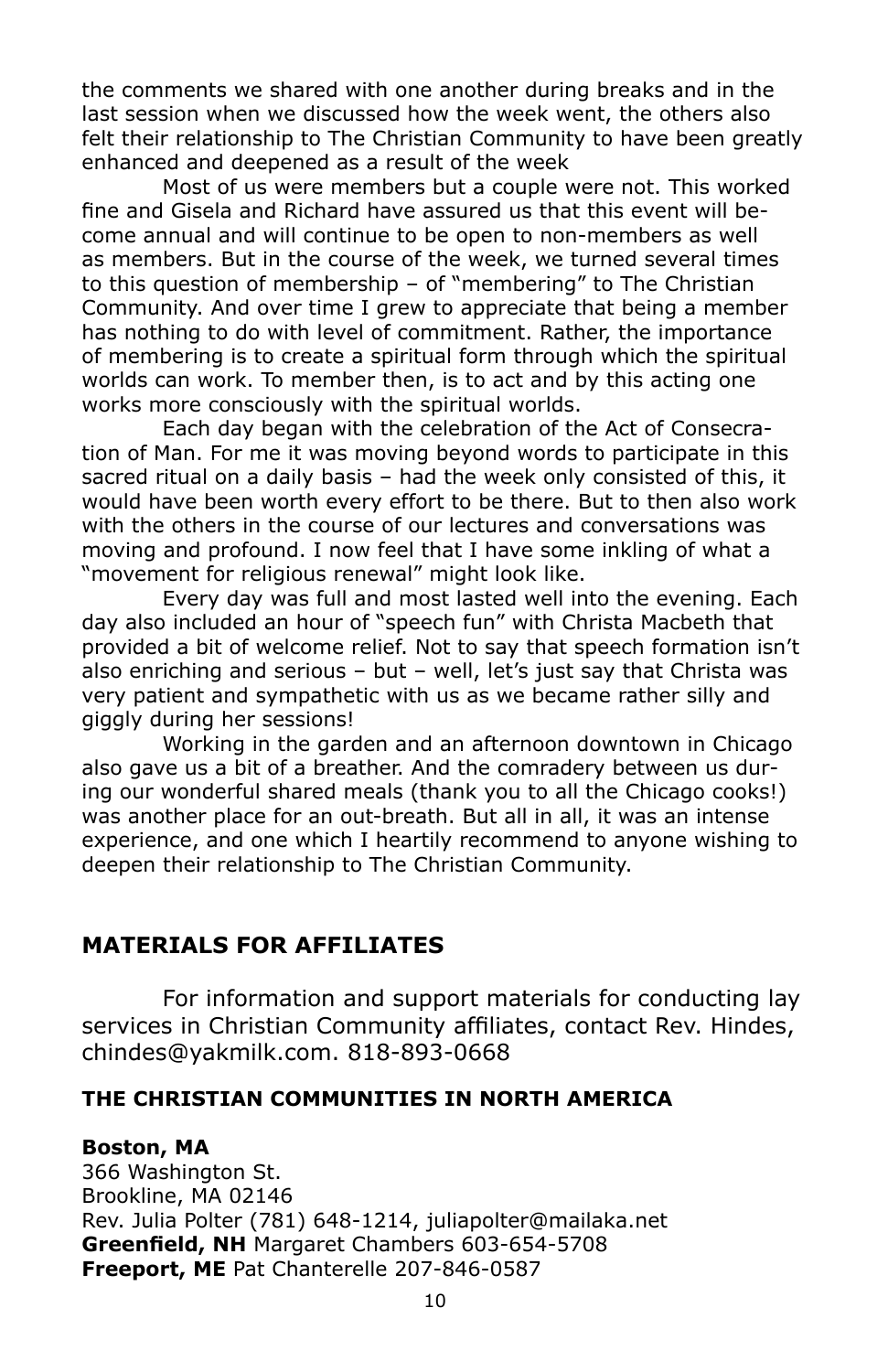the comments we shared with one another during breaks and in the last session when we discussed how the week went, the others also felt their relationship to The Christian Community to have been greatly enhanced and deepened as a result of the week

Most of us were members but a couple were not. This worked fine and Gisela and Richard have assured us that this event will become annual and will continue to be open to non-members as well as members. But in the course of the week, we turned several times to this question of membership – of "membering" to The Christian Community. And over time I grew to appreciate that being a member has nothing to do with level of commitment. Rather, the importance of membering is to create a spiritual form through which the spiritual worlds can work. To member then, is to act and by this acting one works more consciously with the spiritual worlds.

Each day began with the celebration of the Act of Consecration of Man. For me it was moving beyond words to participate in this sacred ritual on a daily basis – had the week only consisted of this, it would have been worth every effort to be there. But to then also work with the others in the course of our lectures and conversations was moving and profound. I now feel that I have some inkling of what a "movement for religious renewal" might look like.

Every day was full and most lasted well into the evening. Each day also included an hour of "speech fun" with Christa Macbeth that provided a bit of welcome relief. Not to say that speech formation isn't also enriching and serious – but – well, let's just say that Christa was very patient and sympathetic with us as we became rather silly and giggly during her sessions!

Working in the garden and an afternoon downtown in Chicago also gave us a bit of a breather. And the comradery between us during our wonderful shared meals (thank you to all the Chicago cooks!) was another place for an out-breath. But all in all, it was an intense experience, and one which I heartily recommend to anyone wishing to deepen their relationship to The Christian Community.

## MATERIALS FOR AFFILIATES

For information and support materials for conducting lay services in Christian Community affiliates, contact Rev. Hindes, chindes@yakmilk.com. 818-893-0668

### THE CHRISTIAN COMMUNITIES IN NORTH AMERICA

**Boston, MA**
366 Washington St.
Brookline, MA 02146
Rev. Julia Polter (781) 648-1214, juliapolter@mailaka.net
**Greenfield, NH** Margaret Chambers 603-654-5708
**Freeport, ME** Pat Chanterelle 207-846-0587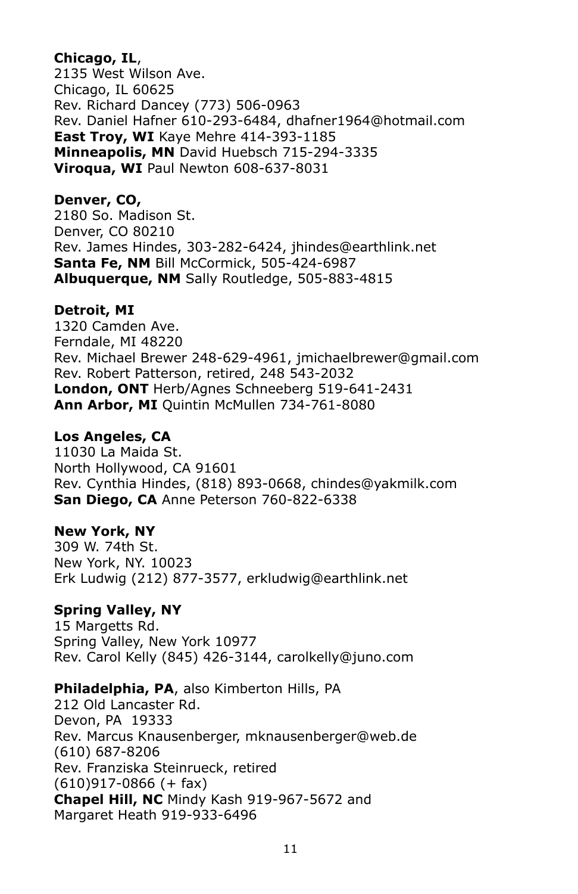**Chicago, IL**,
2135 West Wilson Ave.
Chicago, IL 60625
Rev. Richard Dancey (773) 506-0963
Rev. Daniel Hafner 610-293-6484, dhafner1964@hotmail.com
**East Troy, WI** Kaye Mehre 414-393-1185
**Minneapolis, MN** David Huebsch 715-294-3335
**Viroqua, WI** Paul Newton 608-637-8031

**Denver, CO,**
2180 So. Madison St.
Denver, CO 80210
Rev. James Hindes, 303-282-6424, jhindes@earthlink.net
**Santa Fe, NM** Bill McCormick, 505-424-6987
**Albuquerque, NM** Sally Routledge, 505-883-4815

**Detroit, MI**
1320 Camden Ave.
Ferndale, MI 48220
Rev. Michael Brewer 248-629-4961, jmichaelbrewer@gmail.com
Rev. Robert Patterson, retired, 248 543-2032
**London, ONT** Herb/Agnes Schneeberg 519-641-2431
**Ann Arbor, MI** Quintin McMullen 734-761-8080

**Los Angeles, CA**
11030 La Maida St.
North Hollywood, CA 91601
Rev. Cynthia Hindes, (818) 893-0668, chindes@yakmilk.com
**San Diego, CA** Anne Peterson 760-822-6338

**New York, NY**
309 W. 74th St.
New York, NY. 10023
Erk Ludwig (212) 877-3577, erkludwig@earthlink.net

**Spring Valley, NY**
15 Margetts Rd.
Spring Valley, New York 10977
Rev. Carol Kelly (845) 426-3144, carolkelly@juno.com

**Philadelphia, PA**, also Kimberton Hills, PA
212 Old Lancaster Rd.
Devon, PA 19333
Rev. Marcus Knausenberger, mknausenberger@web.de
(610) 687-8206
Rev. Franziska Steinrueck, retired
(610)917-0866 (+ fax)
**Chapel Hill, NC** Mindy Kash 919-967-5672 and
Margaret Heath 919-933-6496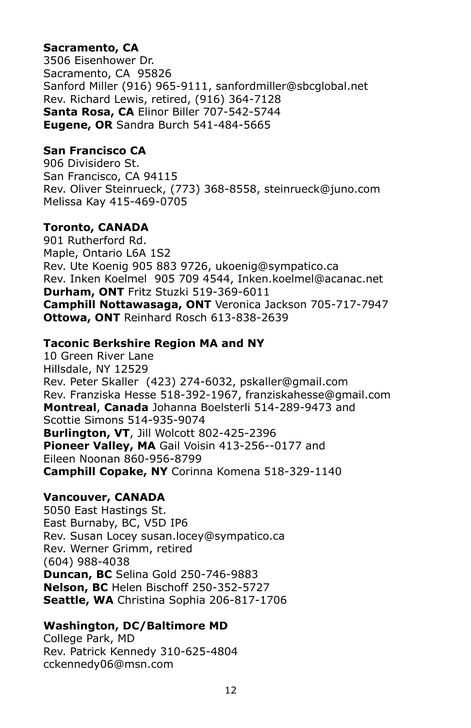**Sacramento, CA**
3506 Eisenhower Dr.
Sacramento, CA 95826
Sanford Miller (916) 965-9111, sanfordmiller@sbcglobal.net
Rev. Richard Lewis, retired, (916) 364-7128
**Santa Rosa, CA** Elinor Biller 707-542-5744
**Eugene, OR** Sandra Burch 541-484-5665

**San Francisco CA**
906 Divisidero St.
San Francisco, CA 94115
Rev. Oliver Steinrueck, (773) 368-8558, steinrueck@juno.com
Melissa Kay 415-469-0705

**Toronto, CANADA**
901 Rutherford Rd.
Maple, Ontario L6A 1S2
Rev. Ute Koenig 905 883 9726, ukoenig@sympatico.ca
Rev. Inken Koelmel 905 709 4544, Inken.koelmel@acanac.net
**Durham, ONT** Fritz Stuzki 519-369-6011
**Camphill Nottawasaga, ONT** Veronica Jackson 705-717-7947
**Ottowa, ONT** Reinhard Rosch 613-838-2639

**Taconic Berkshire Region MA and NY**
10 Green River Lane
Hillsdale, NY 12529
Rev. Peter Skaller (423) 274-6032, pskaller@gmail.com
Rev. Franziska Hesse 518-392-1967, franziskahesse@gmail.com
**Montreal**, **Canada** Johanna Boelsterli 514-289-9473 and
Scottie Simons 514-935-9074
**Burlington, VT**, Jill Wolcott 802-425-2396
**Pioneer Valley, MA** Gail Voisin 413-256--0177 and
Eileen Noonan 860-956-8799
**Camphill Copake, NY** Corinna Komena 518-329-1140

**Vancouver, CANADA**
5050 East Hastings St.
East Burnaby, BC, V5D IP6
Rev. Susan Locey susan.locey@sympatico.ca
Rev. Werner Grimm, retired
(604) 988-4038
**Duncan, BC** Selina Gold 250-746-9883
**Nelson, BC** Helen Bischoff 250-352-5727
**Seattle, WA** Christina Sophia 206-817-1706

**Washington, DC/Baltimore MD**
College Park, MD
Rev. Patrick Kennedy 310-625-4804
cckennedy06@msn.com